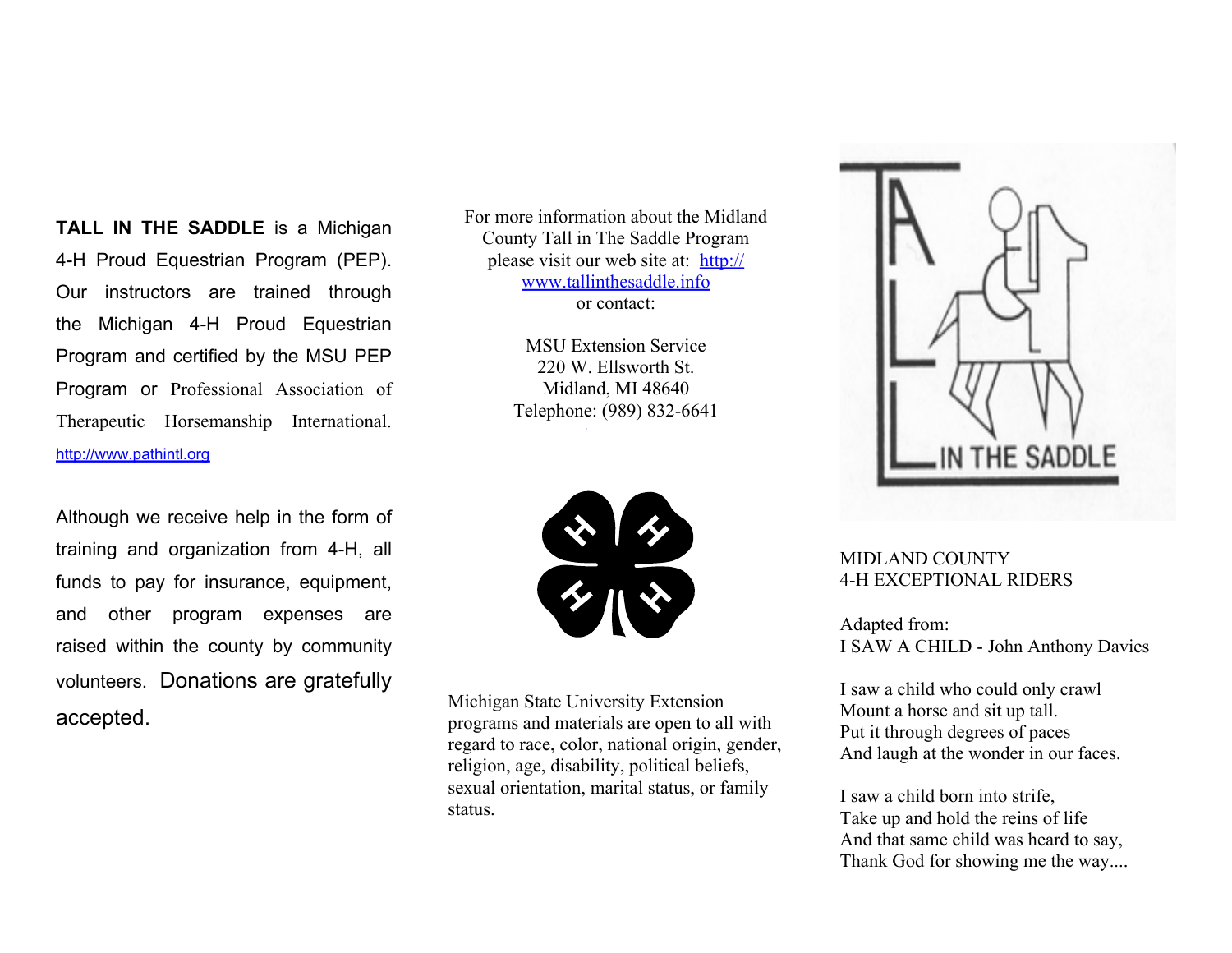**TALL IN THE SADDLE** is a Michigan 4-H Proud Equestrian Program (PEP). Our instructors are trained through the Michigan 4-H Proud Equestrian Program and certified by the MSU PEP Program or Professional Association of Therapeutic Horsemanship International. http://www.pathintl.org

Although we receive help in the form of training and organization from 4-H, all funds to pay for insurance, equipment, and other program expenses are raised within the county by community volunteers. Donations are gratefully accepted.

For more information about the Midland County Tall in The Saddle Program please visit our web site at: http://www.tallinthesaddle.info or contact:

MSU Extension Service
220 W. Ellsworth St.
Midland, MI 48640
Telephone: (989) 832-6641

Michigan State University Extension programs and materials are open to all with regard to race, color, national origin, gender, religion, age, disability, political beliefs, sexual orientation, marital status, or family status.

TALL IN THE SADDLE

MIDLAND COUNTY
4-H EXCEPTIONAL RIDERS

Adapted from:
I SAW A CHILD - John Anthony Davies

I saw a child who could only crawl
Mount a horse and sit up tall.
Put it through degrees of paces
And laugh at the wonder in our faces.

I saw a child born into strife,
Take up and hold the reins of life
And that same child was heard to say,
Thank God for showing me the way....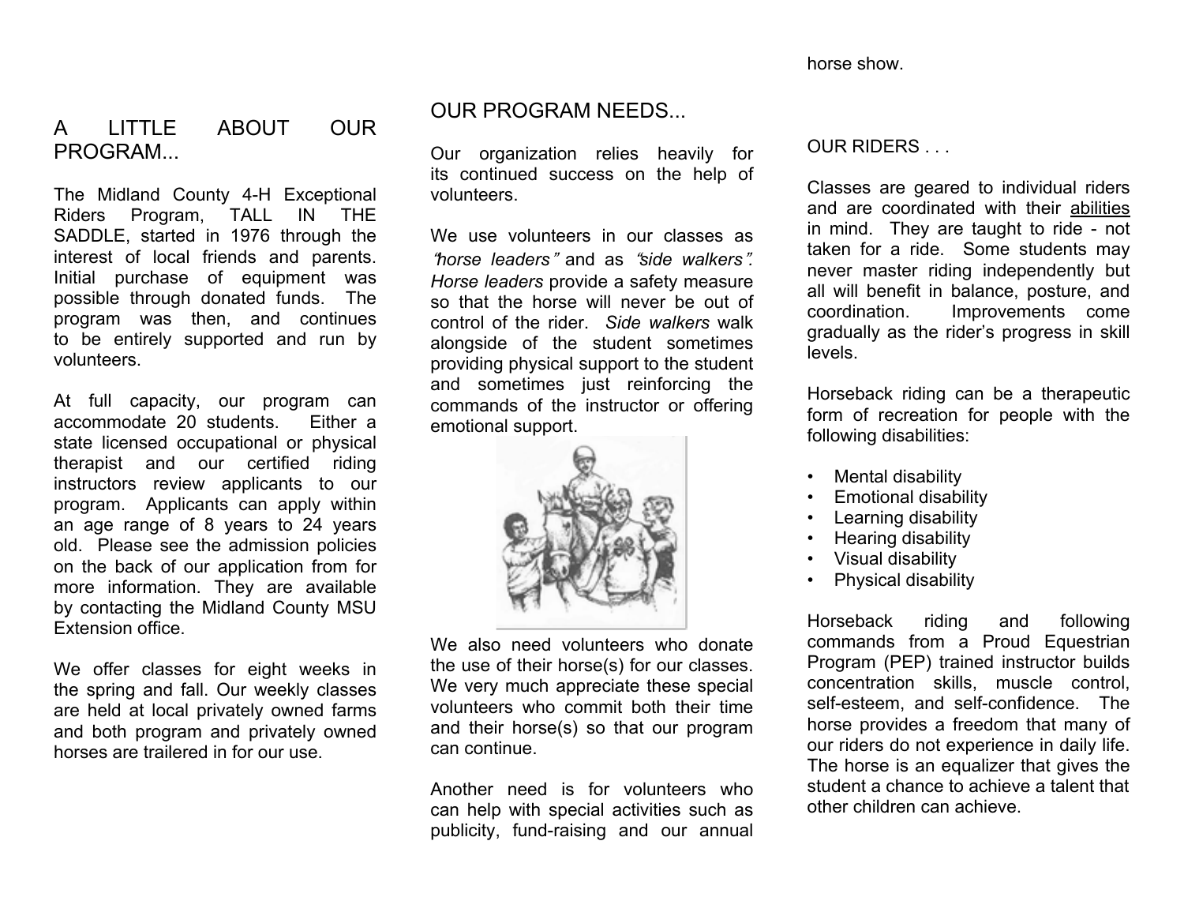## A LITTLE ABOUT OUR PROGRAM...

The Midland County 4-H Exceptional Riders Program, TALL IN THE SADDLE, started in 1976 through the interest of local friends and parents. Initial purchase of equipment was possible through donated funds. The program was then, and continues to be entirely supported and run by volunteers.

At full capacity, our program can accommodate 20 students. Either a state licensed occupational or physical therapist and our certified riding instructors review applicants to our program. Applicants can apply within an age range of 8 years to 24 years old. Please see the admission policies on the back of our application from for more information. They are available by contacting the Midland County MSU Extension office.

We offer classes for eight weeks in the spring and fall. Our weekly classes are held at local privately owned farms and both program and privately owned horses are trailered in for our use.

## OUR PROGRAM NEEDS...

Our organization relies heavily for its continued success on the help of volunteers.

We use volunteers in our classes as *"horse leaders"* and as *"side walkers"*. *Horse leaders* provide a safety measure so that the horse will never be out of control of the rider. *Side walkers* walk alongside of the student sometimes providing physical support to the student and sometimes just reinforcing the commands of the instructor or offering emotional support.

We also need volunteers who donate the use of their horse(s) for our classes. We very much appreciate these special volunteers who commit both their time and their horse(s) so that our program can continue.

Another need is for volunteers who can help with special activities such as publicity, fund-raising and our annual horse show.

## OUR RIDERS . . .

Classes are geared to individual riders and are coordinated with their abilities in mind. They are taught to ride - not taken for a ride. Some students may never master riding independently but all will benefit in balance, posture, and coordination. Improvements come gradually as the rider's progress in skill levels.

Horseback riding can be a therapeutic form of recreation for people with the following disabilities:

- Mental disability
- Emotional disability
- Learning disability
- Hearing disability
- Visual disability
- Physical disability

Horseback riding and following commands from a Proud Equestrian Program (PEP) trained instructor builds concentration skills, muscle control, self-esteem, and self-confidence. The horse provides a freedom that many of our riders do not experience in daily life. The horse is an equalizer that gives the student a chance to achieve a talent that other children can achieve.